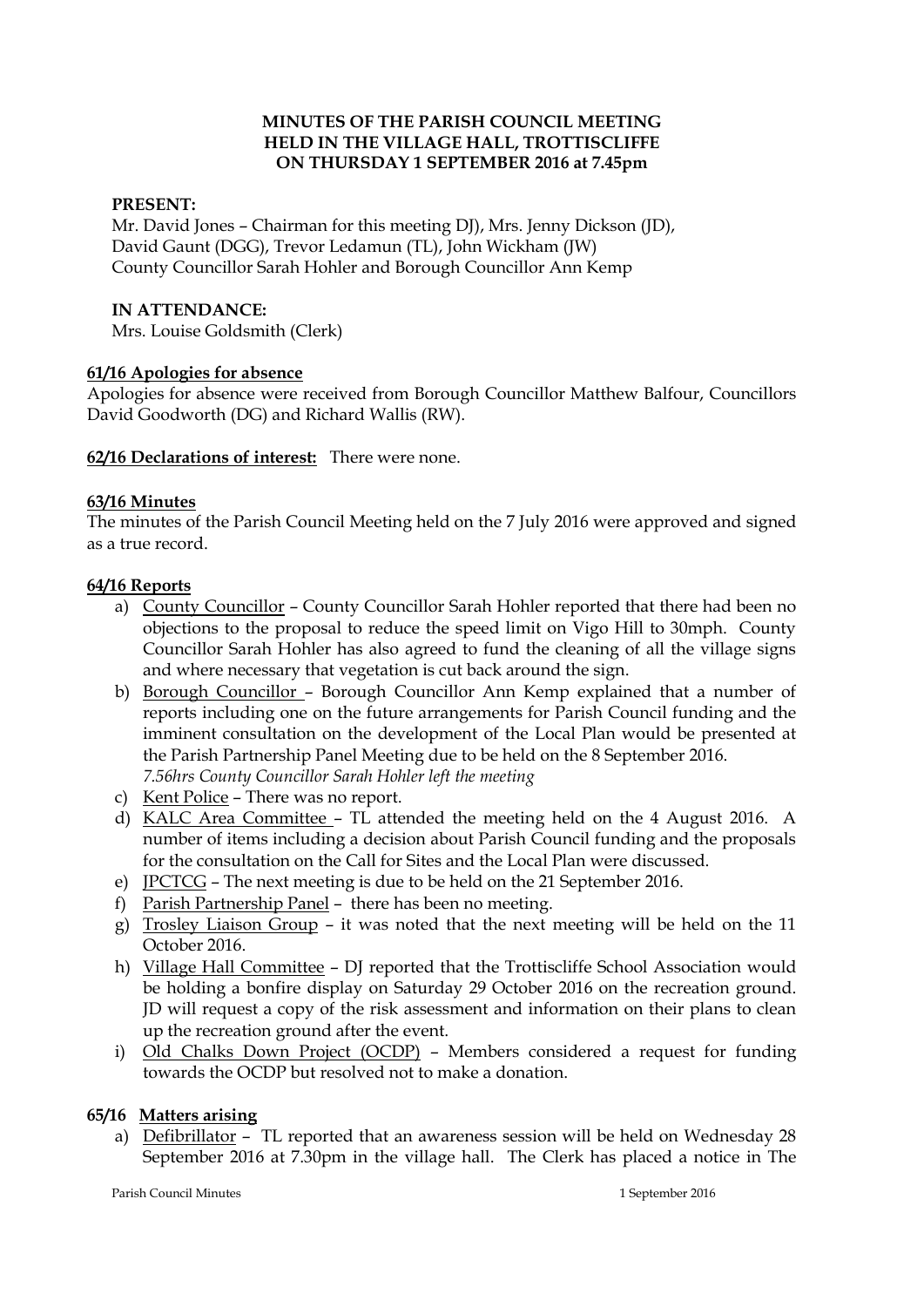**MINUTES OF THE PARISH COUNCIL MEETING HELD IN THE VILLAGE HALL, TROTTISCLIFFE ON THURSDAY 1 SEPTEMBER 2016 at 7.45pm**

**PRESENT:**
Mr. David Jones – Chairman for this meeting DJ), Mrs. Jenny Dickson (JD), David Gaunt (DGG), Trevor Ledamun (TL), John Wickham (JW)
County Councillor Sarah Hohler and Borough Councillor Ann Kemp

**IN ATTENDANCE:**
Mrs. Louise Goldsmith (Clerk)

**61/16 Apologies for absence**

Apologies for absence were received from Borough Councillor Matthew Balfour, Councillors David Goodworth (DG) and Richard Wallis (RW).

**62/16 Declarations of interest:** There were none.

**63/16 Minutes**

The minutes of the Parish Council Meeting held on the 7 July 2016 were approved and signed as a true record.

**64/16 Reports**

a) County Councillor – County Councillor Sarah Hohler reported that there had been no objections to the proposal to reduce the speed limit on Vigo Hill to 30mph. County Councillor Sarah Hohler has also agreed to fund the cleaning of all the village signs and where necessary that vegetation is cut back around the sign.

b) Borough Councillor – Borough Councillor Ann Kemp explained that a number of reports including one on the future arrangements for Parish Council funding and the imminent consultation on the development of the Local Plan would be presented at the Parish Partnership Panel Meeting due to be held on the 8 September 2016.
*7.56hrs County Councillor Sarah Hohler left the meeting*

c) Kent Police – There was no report.

d) KALC Area Committee – TL attended the meeting held on the 4 August 2016. A number of items including a decision about Parish Council funding and the proposals for the consultation on the Call for Sites and the Local Plan were discussed.

e) JPCTCG – The next meeting is due to be held on the 21 September 2016.

f) Parish Partnership Panel – there has been no meeting.

g) Trosley Liaison Group – it was noted that the next meeting will be held on the 11 October 2016.

h) Village Hall Committee – DJ reported that the Trottiscliffe School Association would be holding a bonfire display on Saturday 29 October 2016 on the recreation ground. JD will request a copy of the risk assessment and information on their plans to clean up the recreation ground after the event.

i) Old Chalks Down Project (OCDP) – Members considered a request for funding towards the OCDP but resolved not to make a donation.

**65/16 Matters arising**

a) Defibrillator – TL reported that an awareness session will be held on Wednesday 28 September 2016 at 7.30pm in the village hall. The Clerk has placed a notice in The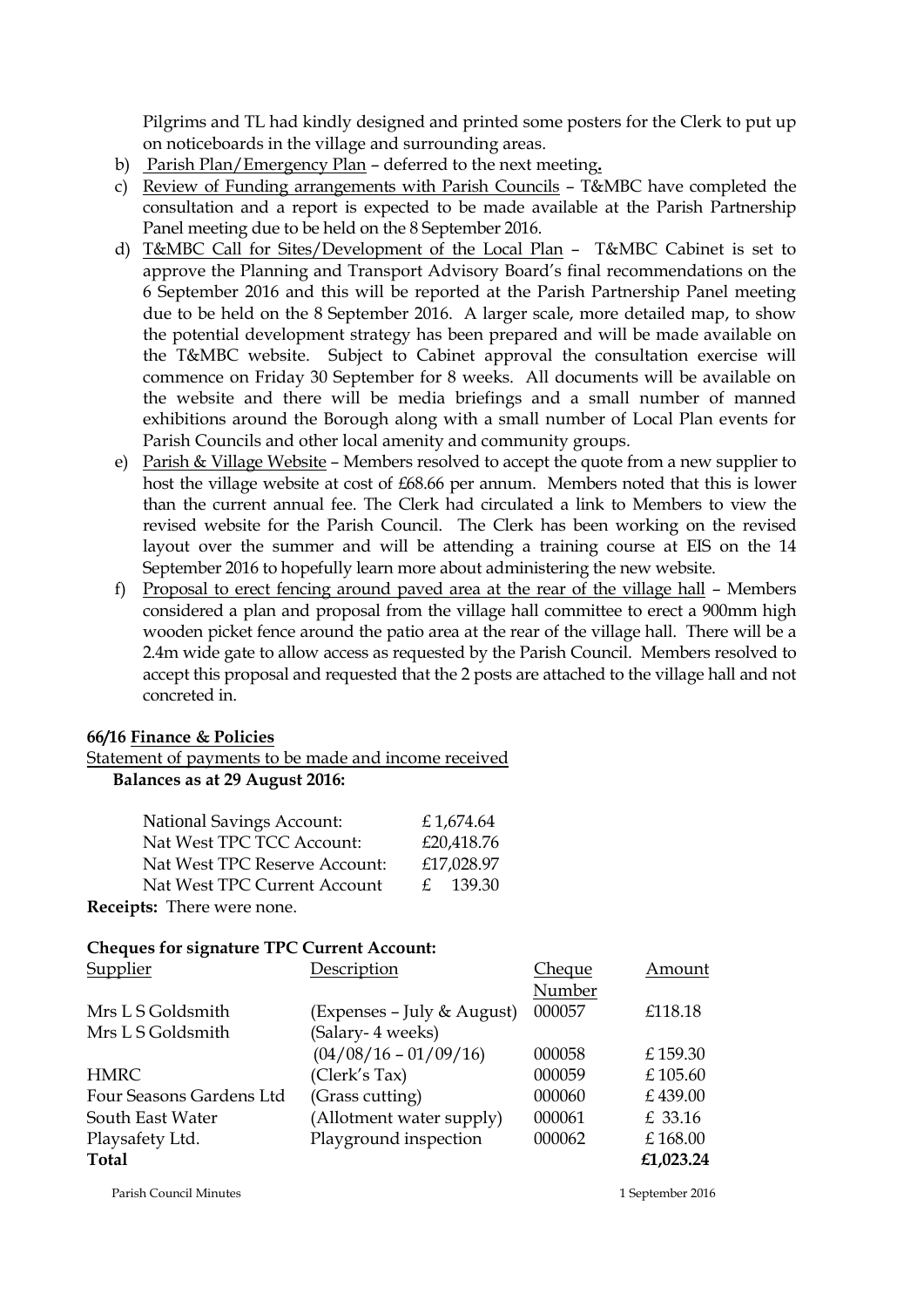Pilgrims and TL had kindly designed and printed some posters for the Clerk to put up on noticeboards in the village and surrounding areas.

b) Parish Plan/Emergency Plan – deferred to the next meeting**.**

c) Review of Funding arrangements with Parish Councils – T&MBC have completed the consultation and a report is expected to be made available at the Parish Partnership Panel meeting due to be held on the 8 September 2016.

d) T&MBC Call for Sites/Development of the Local Plan – T&MBC Cabinet is set to approve the Planning and Transport Advisory Board's final recommendations on the 6 September 2016 and this will be reported at the Parish Partnership Panel meeting due to be held on the 8 September 2016. A larger scale, more detailed map, to show the potential development strategy has been prepared and will be made available on the T&MBC website. Subject to Cabinet approval the consultation exercise will commence on Friday 30 September for 8 weeks. All documents will be available on the website and there will be media briefings and a small number of manned exhibitions around the Borough along with a small number of Local Plan events for Parish Councils and other local amenity and community groups.

e) Parish & Village Website – Members resolved to accept the quote from a new supplier to host the village website at cost of £68.66 per annum. Members noted that this is lower than the current annual fee. The Clerk had circulated a link to Members to view the revised website for the Parish Council. The Clerk has been working on the revised layout over the summer and will be attending a training course at EIS on the 14 September 2016 to hopefully learn more about administering the new website.

f) Proposal to erect fencing around paved area at the rear of the village hall – Members considered a plan and proposal from the village hall committee to erect a 900mm high wooden picket fence around the patio area at the rear of the village hall. There will be a 2.4m wide gate to allow access as requested by the Parish Council. Members resolved to accept this proposal and requested that the 2 posts are attached to the village hall and not concreted in.

**66/16 Finance & Policies**

Statement of payments to be made and income received

**Balances as at 29 August 2016:**

| | |
|---|---|
| National Savings Account: | £ 1,674.64 |
| Nat West TPC TCC Account: | £20,418.76 |
| Nat West TPC Reserve Account: | £17,028.97 |
| Nat West TPC Current Account | £ 139.30 |

**Receipts:** There were none.

**Cheques for signature TPC Current Account:**

| Supplier | Description | Cheque Number | Amount |
|---|---|---|---|
| Mrs L S Goldsmith | (Expenses – July & August) | 000057 | £118.18 |
| Mrs L S Goldsmith | (Salary- 4 weeks) (04/08/16 – 01/09/16) | 000058 | £ 159.30 |
| HMRC | (Clerk's Tax) | 000059 | £ 105.60 |
| Four Seasons Gardens Ltd | (Grass cutting) | 000060 | £ 439.00 |
| South East Water | (Allotment water supply) | 000061 | £ 33.16 |
| Playsafety Ltd. | Playground inspection | 000062 | £ 168.00 |
| **Total** | | | **£1,023.24** |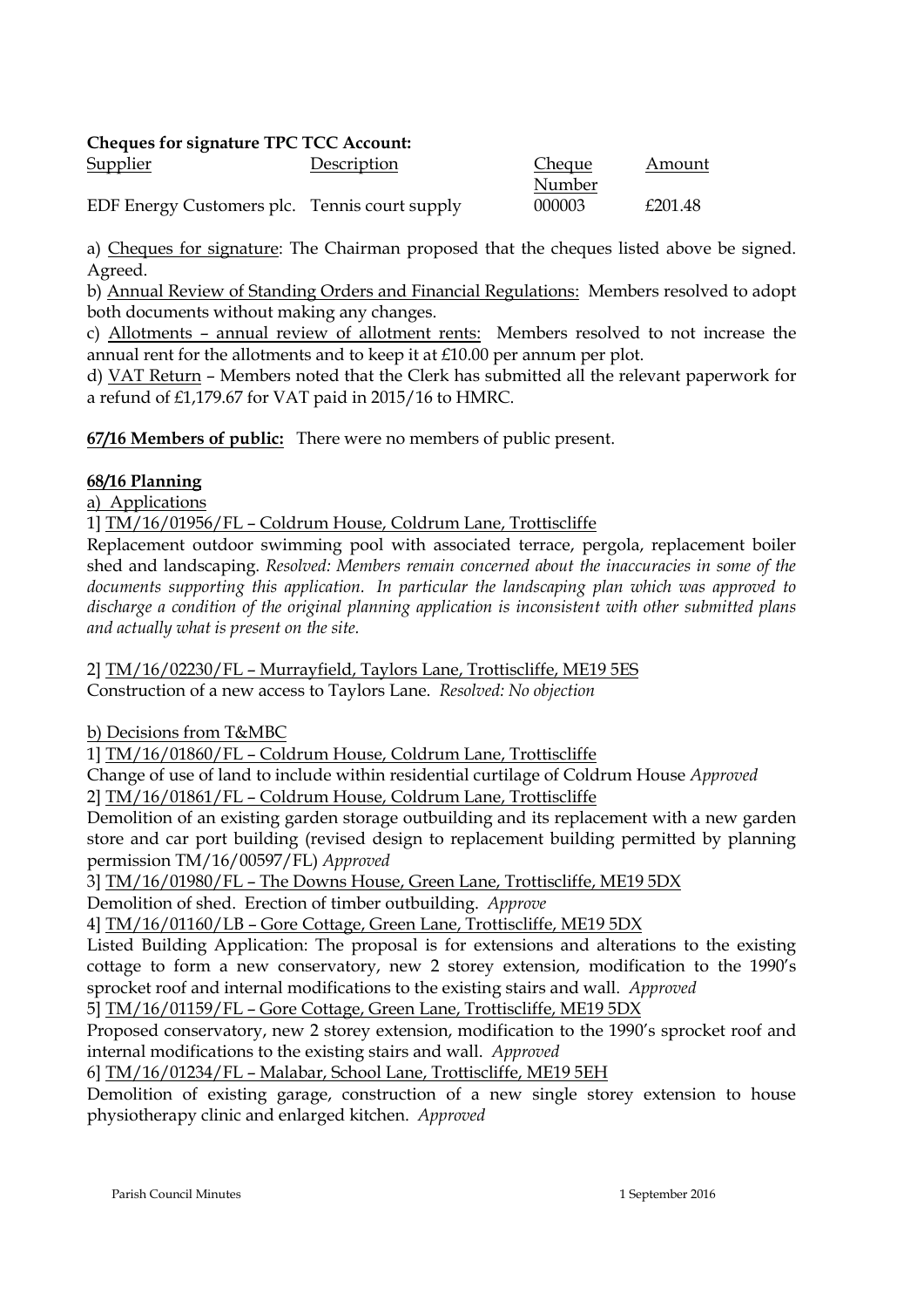**Cheques for signature TPC TCC Account:**

| Supplier | Description | Cheque Number | Amount |
|---|---|---|---|
| EDF Energy Customers plc. | Tennis court supply | 000003 | £201.48 |

a) Cheques for signature: The Chairman proposed that the cheques listed above be signed. Agreed.

b) Annual Review of Standing Orders and Financial Regulations: Members resolved to adopt both documents without making any changes.

c) Allotments – annual review of allotment rents: Members resolved to not increase the annual rent for the allotments and to keep it at £10.00 per annum per plot.

d) VAT Return – Members noted that the Clerk has submitted all the relevant paperwork for a refund of £1,179.67 for VAT paid in 2015/16 to HMRC.

**67/16 Members of public:** There were no members of public present.

**68/16 Planning**

a) Applications

1] TM/16/01956/FL – Coldrum House, Coldrum Lane, Trottiscliffe

Replacement outdoor swimming pool with associated terrace, pergola, replacement boiler shed and landscaping. *Resolved: Members remain concerned about the inaccuracies in some of the documents supporting this application. In particular the landscaping plan which was approved to discharge a condition of the original planning application is inconsistent with other submitted plans and actually what is present on the site.*

2] TM/16/02230/FL – Murrayfield, Taylors Lane, Trottiscliffe, ME19 5ES

Construction of a new access to Taylors Lane. *Resolved: No objection*

b) Decisions from T&MBC

1] TM/16/01860/FL – Coldrum House, Coldrum Lane, Trottiscliffe

Change of use of land to include within residential curtilage of Coldrum House *Approved*

2] TM/16/01861/FL – Coldrum House, Coldrum Lane, Trottiscliffe

Demolition of an existing garden storage outbuilding and its replacement with a new garden store and car port building (revised design to replacement building permitted by planning permission TM/16/00597/FL) *Approved*

3] TM/16/01980/FL – The Downs House, Green Lane, Trottiscliffe, ME19 5DX

Demolition of shed. Erection of timber outbuilding. *Approve*

4] TM/16/01160/LB – Gore Cottage, Green Lane, Trottiscliffe, ME19 5DX

Listed Building Application: The proposal is for extensions and alterations to the existing cottage to form a new conservatory, new 2 storey extension, modification to the 1990's sprocket roof and internal modifications to the existing stairs and wall. *Approved*

5] TM/16/01159/FL – Gore Cottage, Green Lane, Trottiscliffe, ME19 5DX

Proposed conservatory, new 2 storey extension, modification to the 1990's sprocket roof and internal modifications to the existing stairs and wall. *Approved*

6] TM/16/01234/FL – Malabar, School Lane, Trottiscliffe, ME19 5EH

Demolition of existing garage, construction of a new single storey extension to house physiotherapy clinic and enlarged kitchen. *Approved*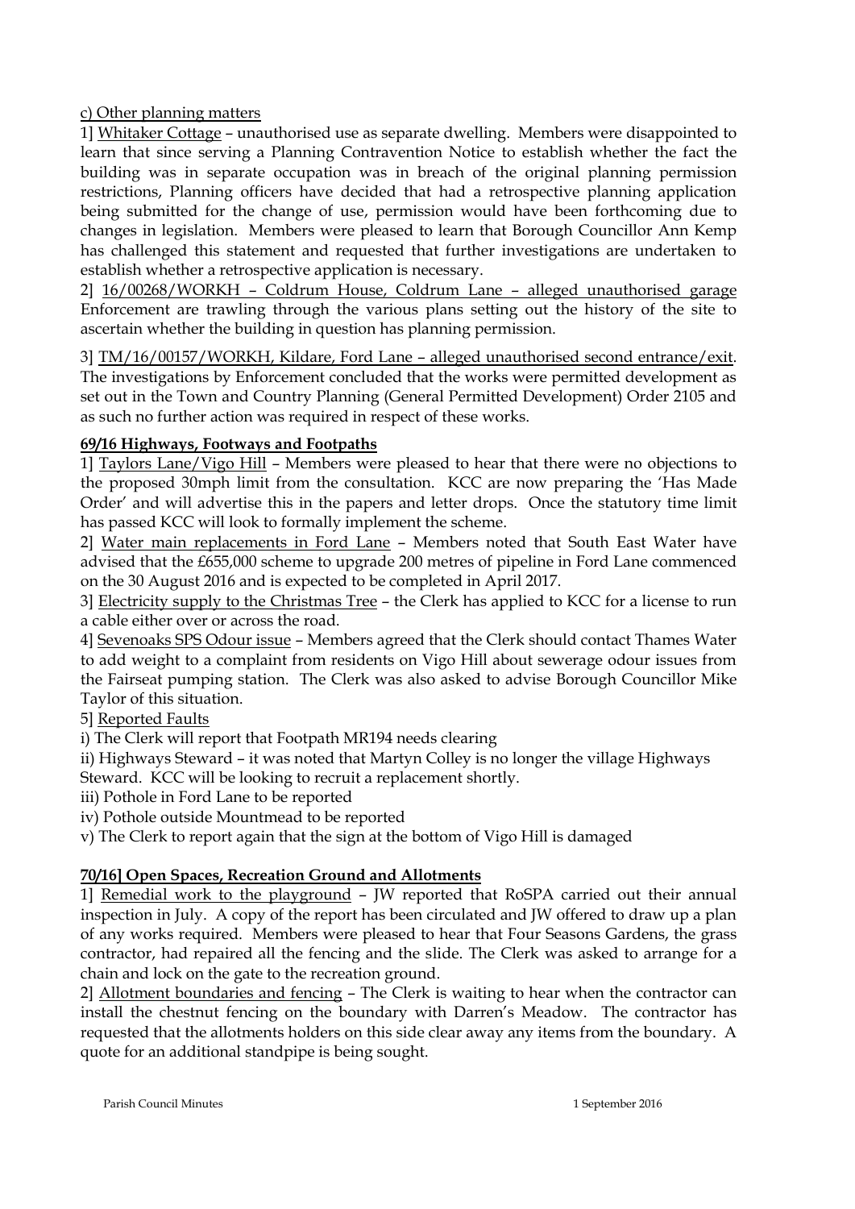c) Other planning matters

1] Whitaker Cottage – unauthorised use as separate dwelling. Members were disappointed to learn that since serving a Planning Contravention Notice to establish whether the fact the building was in separate occupation was in breach of the original planning permission restrictions, Planning officers have decided that had a retrospective planning application being submitted for the change of use, permission would have been forthcoming due to changes in legislation. Members were pleased to learn that Borough Councillor Ann Kemp has challenged this statement and requested that further investigations are undertaken to establish whether a retrospective application is necessary.

2] 16/00268/WORKH – Coldrum House, Coldrum Lane – alleged unauthorised garage Enforcement are trawling through the various plans setting out the history of the site to ascertain whether the building in question has planning permission.

3] TM/16/00157/WORKH, Kildare, Ford Lane – alleged unauthorised second entrance/exit. The investigations by Enforcement concluded that the works were permitted development as set out in the Town and Country Planning (General Permitted Development) Order 2105 and as such no further action was required in respect of these works.

**69/16 Highways, Footways and Footpaths**

1] Taylors Lane/Vigo Hill – Members were pleased to hear that there were no objections to the proposed 30mph limit from the consultation. KCC are now preparing the 'Has Made Order' and will advertise this in the papers and letter drops. Once the statutory time limit has passed KCC will look to formally implement the scheme.

2] Water main replacements in Ford Lane – Members noted that South East Water have advised that the £655,000 scheme to upgrade 200 metres of pipeline in Ford Lane commenced on the 30 August 2016 and is expected to be completed in April 2017.

3] Electricity supply to the Christmas Tree – the Clerk has applied to KCC for a license to run a cable either over or across the road.

4] Sevenoaks SPS Odour issue – Members agreed that the Clerk should contact Thames Water to add weight to a complaint from residents on Vigo Hill about sewerage odour issues from the Fairseat pumping station. The Clerk was also asked to advise Borough Councillor Mike Taylor of this situation.

5] Reported Faults

i) The Clerk will report that Footpath MR194 needs clearing

ii) Highways Steward – it was noted that Martyn Colley is no longer the village Highways Steward. KCC will be looking to recruit a replacement shortly.

iii) Pothole in Ford Lane to be reported

iv) Pothole outside Mountmead to be reported

v) The Clerk to report again that the sign at the bottom of Vigo Hill is damaged

**70/16] Open Spaces, Recreation Ground and Allotments**

1] Remedial work to the playground – JW reported that RoSPA carried out their annual inspection in July. A copy of the report has been circulated and JW offered to draw up a plan of any works required. Members were pleased to hear that Four Seasons Gardens, the grass contractor, had repaired all the fencing and the slide. The Clerk was asked to arrange for a chain and lock on the gate to the recreation ground.

2] Allotment boundaries and fencing – The Clerk is waiting to hear when the contractor can install the chestnut fencing on the boundary with Darren's Meadow. The contractor has requested that the allotments holders on this side clear away any items from the boundary. A quote for an additional standpipe is being sought.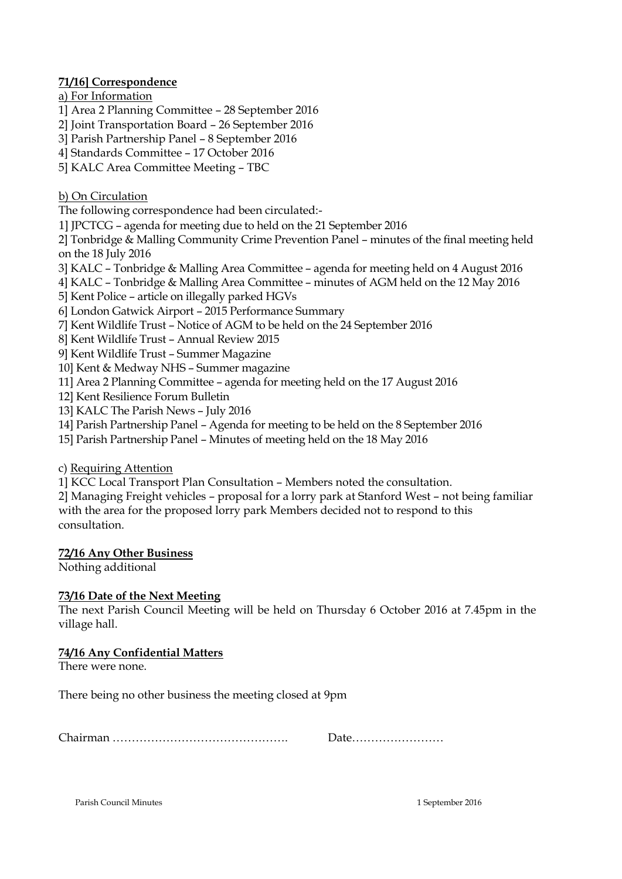**<u>71/16] Correspondence</u>**

<u>a) For Information</u>

1] Area 2 Planning Committee – 28 September 2016
2] Joint Transportation Board – 26 September 2016
3] Parish Partnership Panel – 8 September 2016
4] Standards Committee – 17 October 2016
5] KALC Area Committee Meeting – TBC

<u>b) On Circulation</u>

The following correspondence had been circulated:-

1] JPCTCG – agenda for meeting due to held on the 21 September 2016
2] Tonbridge & Malling Community Crime Prevention Panel – minutes of the final meeting held on the 18 July 2016
3] KALC – Tonbridge & Malling Area Committee – agenda for meeting held on 4 August 2016
4] KALC – Tonbridge & Malling Area Committee – minutes of AGM held on the 12 May 2016
5] Kent Police – article on illegally parked HGVs
6] London Gatwick Airport – 2015 Performance Summary
7] Kent Wildlife Trust – Notice of AGM to be held on the 24 September 2016
8] Kent Wildlife Trust – Annual Review 2015
9] Kent Wildlife Trust – Summer Magazine
10] Kent & Medway NHS – Summer magazine
11] Area 2 Planning Committee – agenda for meeting held on the 17 August 2016
12] Kent Resilience Forum Bulletin
13] KALC The Parish News – July 2016
14] Parish Partnership Panel – Agenda for meeting to be held on the 8 September 2016
15] Parish Partnership Panel – Minutes of meeting held on the 18 May 2016

c) <u>Requiring Attention</u>

1] KCC Local Transport Plan Consultation – Members noted the consultation.
2] Managing Freight vehicles – proposal for a lorry park at Stanford West – not being familiar with the area for the proposed lorry park Members decided not to respond to this consultation.

**<u>72/16 Any Other Business</u>**

Nothing additional

**<u>73/16 Date of the Next Meeting</u>**

The next Parish Council Meeting will be held on Thursday 6 October 2016 at 7.45pm in the village hall.

**<u>74/16 Any Confidential Matters</u>**

There were none.

There being no other business the meeting closed at 9pm

Chairman ………………………………………. Date……………………